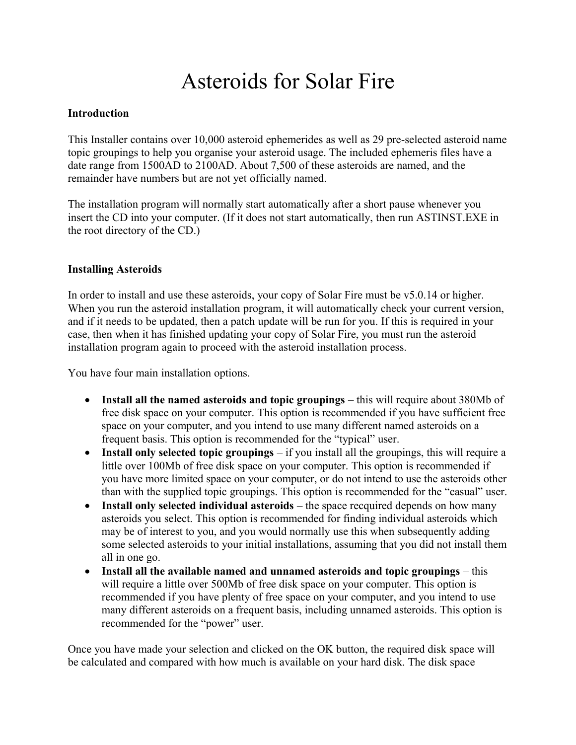# Asteroids for Solar Fire

**Introduction**

This Installer contains over 10,000 asteroid ephemerides as well as 29 pre-selected asteroid name topic groupings to help you organise your asteroid usage. The included ephemeris files have a date range from 1500AD to 2100AD. About 7,500 of these asteroids are named, and the remainder have numbers but are not yet officially named.

The installation program will normally start automatically after a short pause whenever you insert the CD into your computer. (If it does not start automatically, then run ASTINST.EXE in the root directory of the CD.)

**Installing Asteroids**

In order to install and use these asteroids, your copy of Solar Fire must be v5.0.14 or higher. When you run the asteroid installation program, it will automatically check your current version, and if it needs to be updated, then a patch update will be run for you. If this is required in your case, then when it has finished updating your copy of Solar Fire, you must run the asteroid installation program again to proceed with the asteroid installation process.

You have four main installation options.

- **Install all the named asteroids and topic groupings** – this will require about 380Mb of free disk space on your computer. This option is recommended if you have sufficient free space on your computer, and you intend to use many different named asteroids on a frequent basis. This option is recommended for the "typical" user.
- **Install only selected topic groupings** – if you install all the groupings, this will require a little over 100Mb of free disk space on your computer. This option is recommended if you have more limited space on your computer, or do not intend to use the asteroids other than with the supplied topic groupings. This option is recommended for the "casual" user.
- **Install only selected individual asteroids** – the space recquired depends on how many asteroids you select. This option is recommended for finding individual asteroids which may be of interest to you, and you would normally use this when subsequently adding some selected asteroids to your initial installations, assuming that you did not install them all in one go.
- **Install all the available named and unnamed asteroids and topic groupings** – this will require a little over 500Mb of free disk space on your computer. This option is recommended if you have plenty of free space on your computer, and you intend to use many different asteroids on a frequent basis, including unnamed asteroids. This option is recommended for the "power" user.

Once you have made your selection and clicked on the OK button, the required disk space will be calculated and compared with how much is available on your hard disk. The disk space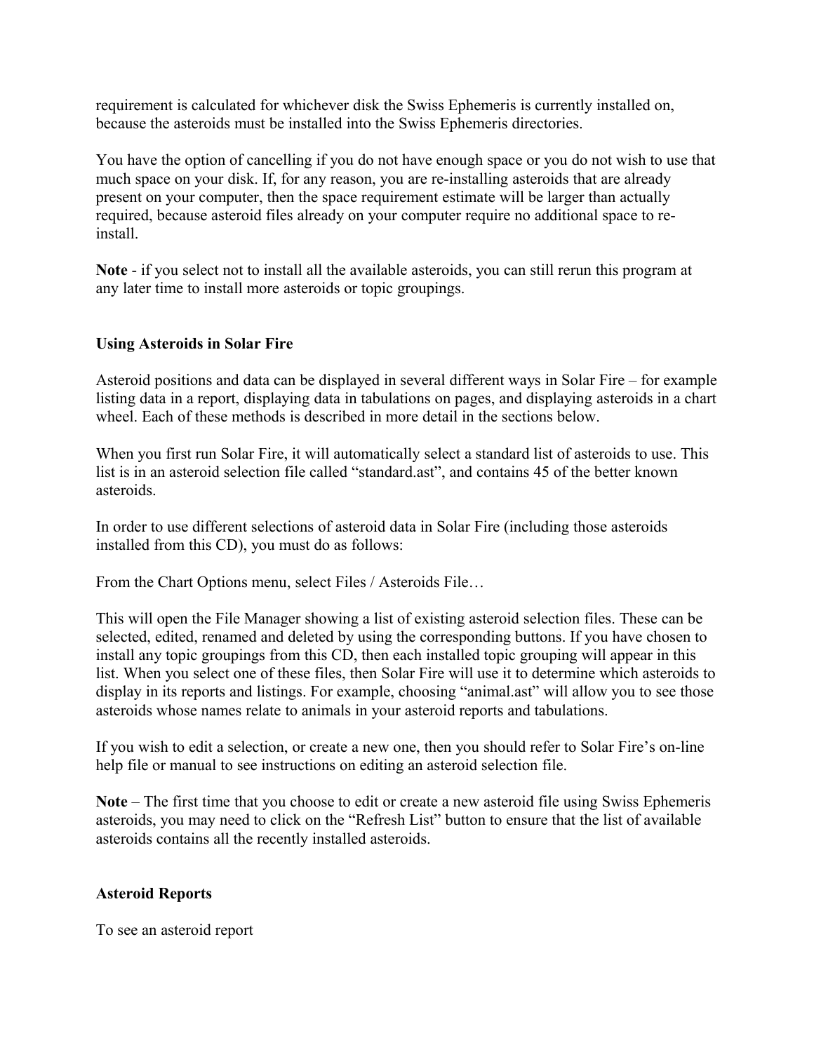requirement is calculated for whichever disk the Swiss Ephemeris is currently installed on, because the asteroids must be installed into the Swiss Ephemeris directories.

You have the option of cancelling if you do not have enough space or you do not wish to use that much space on your disk. If, for any reason, you are re-installing asteroids that are already present on your computer, then the space requirement estimate will be larger than actually required, because asteroid files already on your computer require no additional space to re-install.

**Note** - if you select not to install all the available asteroids, you can still rerun this program at any later time to install more asteroids or topic groupings.

### Using Asteroids in Solar Fire

Asteroid positions and data can be displayed in several different ways in Solar Fire – for example listing data in a report, displaying data in tabulations on pages, and displaying asteroids in a chart wheel. Each of these methods is described in more detail in the sections below.

When you first run Solar Fire, it will automatically select a standard list of asteroids to use. This list is in an asteroid selection file called "standard.ast", and contains 45 of the better known asteroids.

In order to use different selections of asteroid data in Solar Fire (including those asteroids installed from this CD), you must do as follows:

From the Chart Options menu, select Files / Asteroids File…

This will open the File Manager showing a list of existing asteroid selection files. These can be selected, edited, renamed and deleted by using the corresponding buttons. If you have chosen to install any topic groupings from this CD, then each installed topic grouping will appear in this list. When you select one of these files, then Solar Fire will use it to determine which asteroids to display in its reports and listings. For example, choosing "animal.ast" will allow you to see those asteroids whose names relate to animals in your asteroid reports and tabulations.

If you wish to edit a selection, or create a new one, then you should refer to Solar Fire's on-line help file or manual to see instructions on editing an asteroid selection file.

**Note** – The first time that you choose to edit or create a new asteroid file using Swiss Ephemeris asteroids, you may need to click on the "Refresh List" button to ensure that the list of available asteroids contains all the recently installed asteroids.

### Asteroid Reports

To see an asteroid report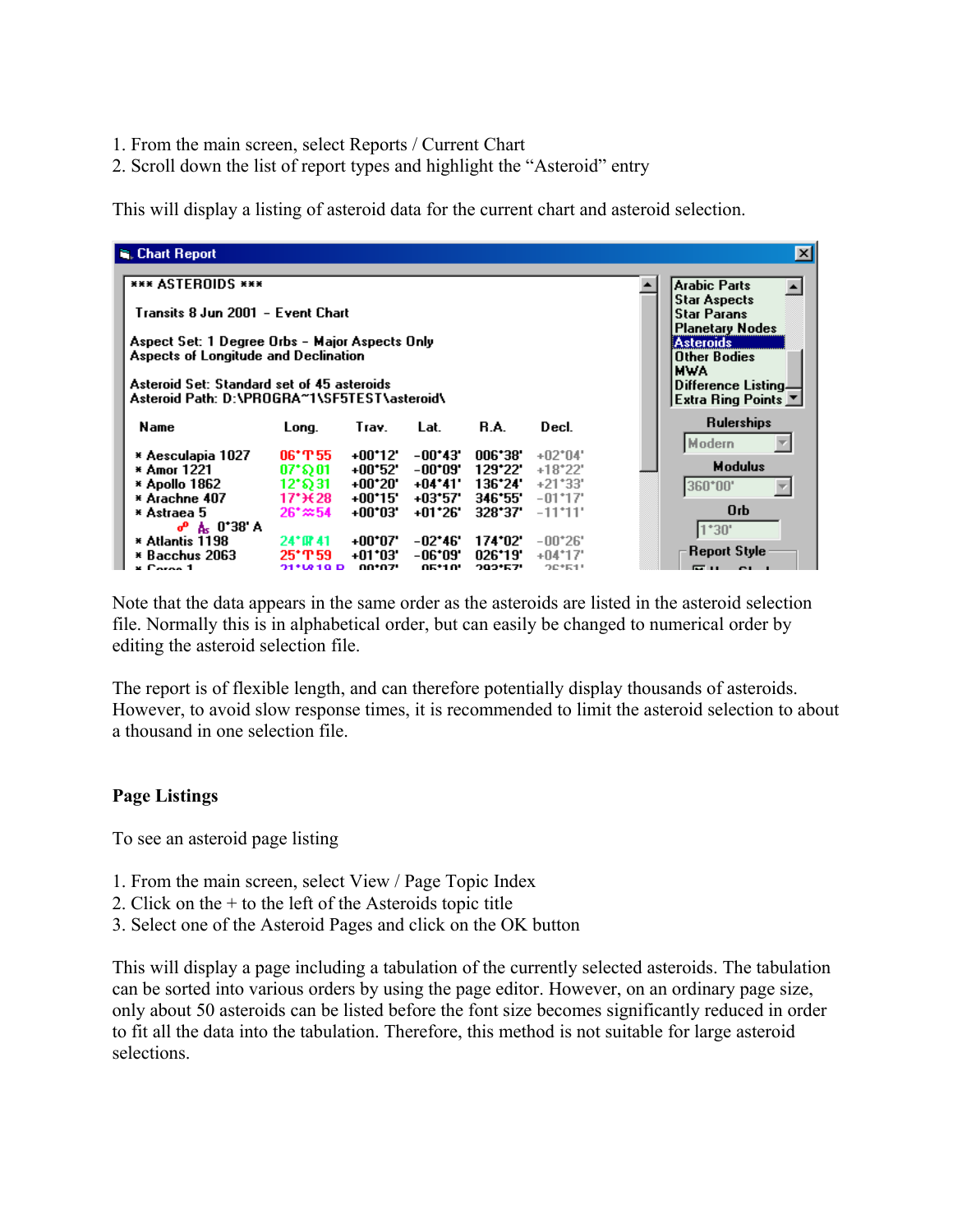1. From the main screen, select Reports / Current Chart
2. Scroll down the list of report types and highlight the “Asteroid” entry

This will display a listing of asteroid data for the current chart and asteroid selection.

Note that the data appears in the same order as the asteroids are listed in the asteroid selection file. Normally this is in alphabetical order, but can easily be changed to numerical order by editing the asteroid selection file.

The report is of flexible length, and can therefore potentially display thousands of asteroids. However, to avoid slow response times, it is recommended to limit the asteroid selection to about a thousand in one selection file.

## Page Listings

To see an asteroid page listing

1. From the main screen, select View / Page Topic Index
2. Click on the + to the left of the Asteroids topic title
3. Select one of the Asteroid Pages and click on the OK button

This will display a page including a tabulation of the currently selected asteroids. The tabulation can be sorted into various orders by using the page editor. However, on an ordinary page size, only about 50 asteroids can be listed before the font size becomes significantly reduced in order to fit all the data into the tabulation. Therefore, this method is not suitable for large asteroid selections.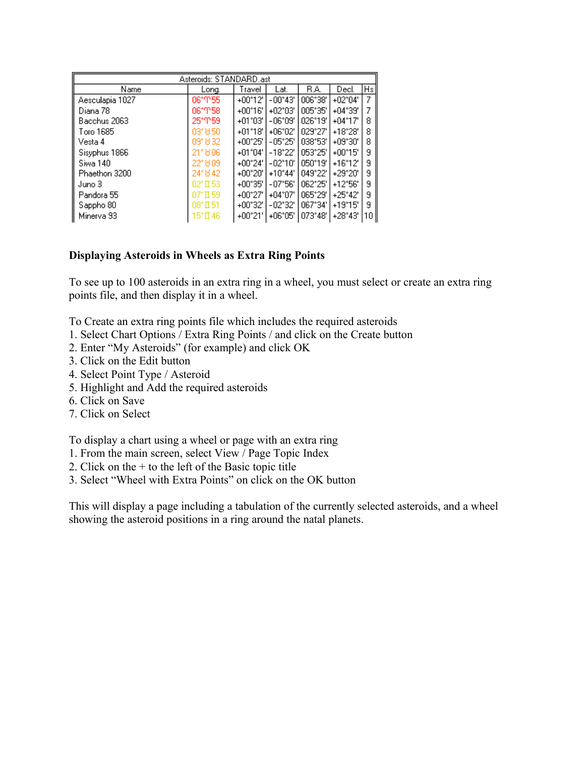| Asteroids: STANDARD.ast | | | | | | |
|---|---|---|---|---|---|---|
| Name | Long. | Travel | Lat. | R.A. | Decl. | Hs |
| Aesculapia 1027 | 06°♈55 | +00°12' | -00°43' | 006°38' | +02°04' | 7 |
| Diana 78 | 06°♈58 | +00°16' | +02°03' | 005°35' | +04°39' | 7 |
| Bacchus 2063 | 25°♈59 | +01°03' | -06°09' | 026°19' | +04°17' | 8 |
| Toro 1685 | 03°♉50 | +01°18' | +06°02' | 029°27' | +18°28' | 8 |
| Vesta 4 | 09°♉32 | +00°25' | -05°25' | 038°53' | +09°30' | 8 |
| Sisyphus 1866 | 21°♉06 | +01°04' | -18°22' | 053°25' | +00°15' | 9 |
| Siwa 140 | 22°♉09 | +00°24' | -02°10' | 050°19' | +16°12' | 9 |
| Phaethon 3200 | 24°♉42 | +00°20' | +10°44' | 049°22' | +29°20' | 9 |
| Juno 3 | 02°♊53 | +00°35' | -07°56' | 062°25' | +12°56' | 9 |
| Pandora 55 | 07°♊59 | +00°27' | +04°07' | 065°29' | +25°42' | 9 |
| Sappho 80 | 08°♊51 | +00°32' | -02°32' | 067°34' | +19°15' | 9 |
| Minerva 93 | 15°♊46 | +00°21' | +06°05' | 073°48' | +28°43' | 10 |

**Displaying Asteroids in Wheels as Extra Ring Points**

To see up to 100 asteroids in an extra ring in a wheel, you must select or create an extra ring points file, and then display it in a wheel.

To Create an extra ring points file which includes the required asteroids
1. Select Chart Options / Extra Ring Points / and click on the Create button
2. Enter "My Asteroids" (for example) and click OK
3. Click on the Edit button
4. Select Point Type / Asteroid
5. Highlight and Add the required asteroids
6. Click on Save
7. Click on Select

To display a chart using a wheel or page with an extra ring
1. From the main screen, select View / Page Topic Index
2. Click on the + to the left of the Basic topic title
3. Select "Wheel with Extra Points" on click on the OK button

This will display a page including a tabulation of the currently selected asteroids, and a wheel showing the asteroid positions in a ring around the natal planets.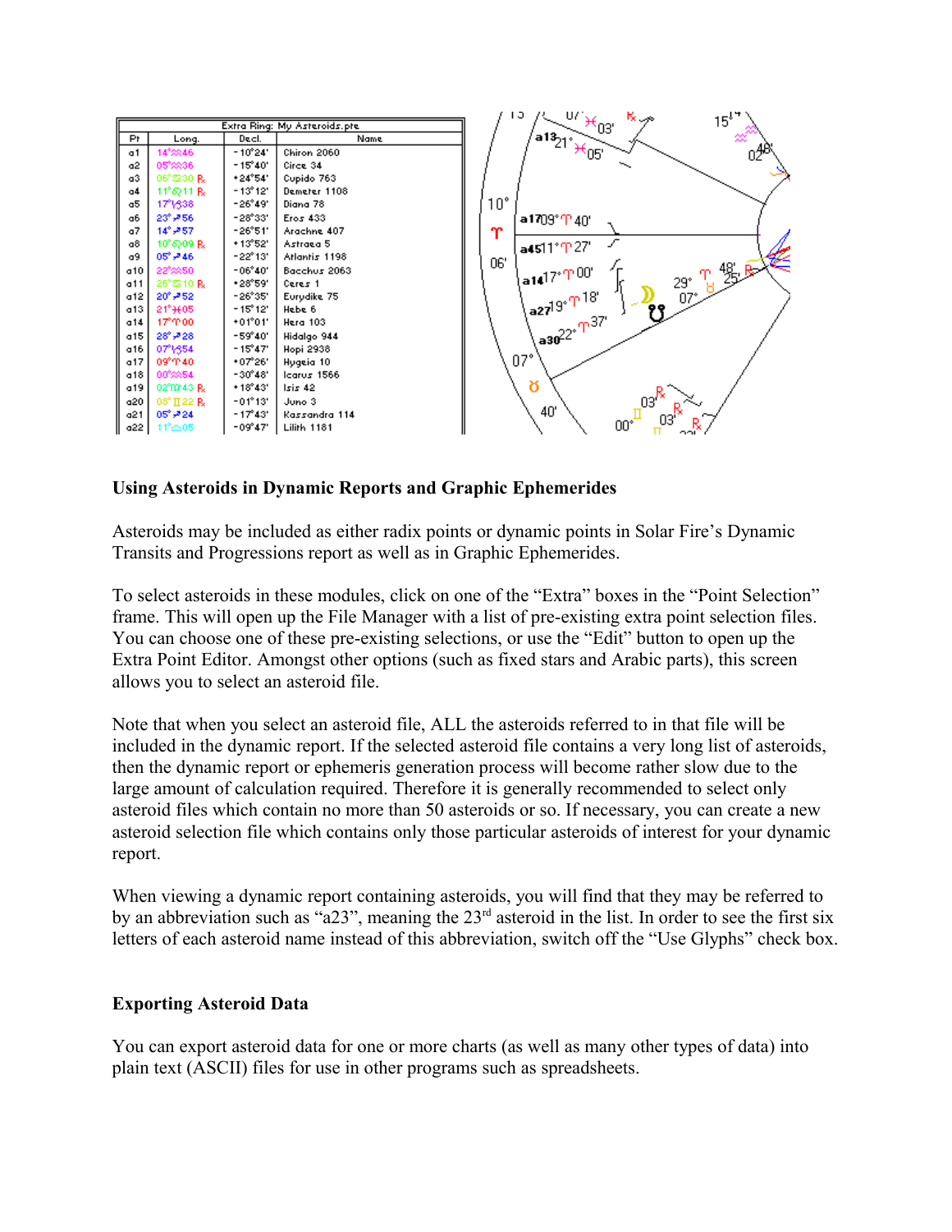| Extra Ring: My Asteroids.pre | | | |
|---|---|---|---|
| Pt | Long. | Decl. | Name |
| a1 | 14°♒46 | -10°24' | Chiron 2060 |
| a2 | 05°♒36 | -15°40' | Circe 34 |
| a3 | 06°♋30 ℞ | +24°54' | Cupido 763 |
| a4 | 11°♌11 ℞ | -13°12' | Demeter 1108 |
| a5 | 17°♑38 | -26°49' | Diana 78 |
| a6 | 23°♐56 | -28°33' | Eros 433 |
| a7 | 14°♐57 | -26°51' | Arachne 407 |
| a8 | 10°♌09 ℞ | +13°52' | Astraea 5 |
| a9 | 05°♐46 | -22°13' | Atlantis 1198 |
| a10 | 22°♒50 | -06°40' | Bacchus 2063 |
| a11 | 26°♋10 ℞ | +28°59' | Ceres 1 |
| a12 | 20°♐52 | -26°35' | Eurydike 75 |
| a13 | 21°♓05 | -15°12' | Hebe 6 |
| a14 | 17°♈00 | +01°01' | Hera 103 |
| a15 | 28°♐28 | -59°40' | Hidalgo 944 |
| a16 | 07°♑54 | -15°47' | Hopi 2938 |
| a17 | 09°♈40 | +07°26' | Hygeia 10 |
| a18 | 00°♒54 | -30°48' | Icarus 1566 |
| a19 | 02°♍43 ℞ | +18°43' | Isis 42 |
| a20 | 08°♊22 ℞ | -01°13' | Juno 3 |
| a21 | 05°♐24 | -17°43' | Kassandra 114 |
| a22 | 11°♎05 | -09°47' | Lilith 1181 |

**Using Asteroids in Dynamic Reports and Graphic Ephemerides**

Asteroids may be included as either radix points or dynamic points in Solar Fire's Dynamic Transits and Progressions report as well as in Graphic Ephemerides.

To select asteroids in these modules, click on one of the "Extra" boxes in the "Point Selection" frame. This will open up the File Manager with a list of pre-existing extra point selection files. You can choose one of these pre-existing selections, or use the "Edit" button to open up the Extra Point Editor. Amongst other options (such as fixed stars and Arabic parts), this screen allows you to select an asteroid file.

Note that when you select an asteroid file, ALL the asteroids referred to in that file will be included in the dynamic report. If the selected asteroid file contains a very long list of asteroids, then the dynamic report or ephemeris generation process will become rather slow due to the large amount of calculation required. Therefore it is generally recommended to select only asteroid files which contain no more than 50 asteroids or so. If necessary, you can create a new asteroid selection file which contains only those particular asteroids of interest for your dynamic report.

When viewing a dynamic report containing asteroids, you will find that they may be referred to by an abbreviation such as "a23", meaning the 23rd asteroid in the list. In order to see the first six letters of each asteroid name instead of this abbreviation, switch off the "Use Glyphs" check box.

**Exporting Asteroid Data**

You can export asteroid data for one or more charts (as well as many other types of data) into plain text (ASCII) files for use in other programs such as spreadsheets.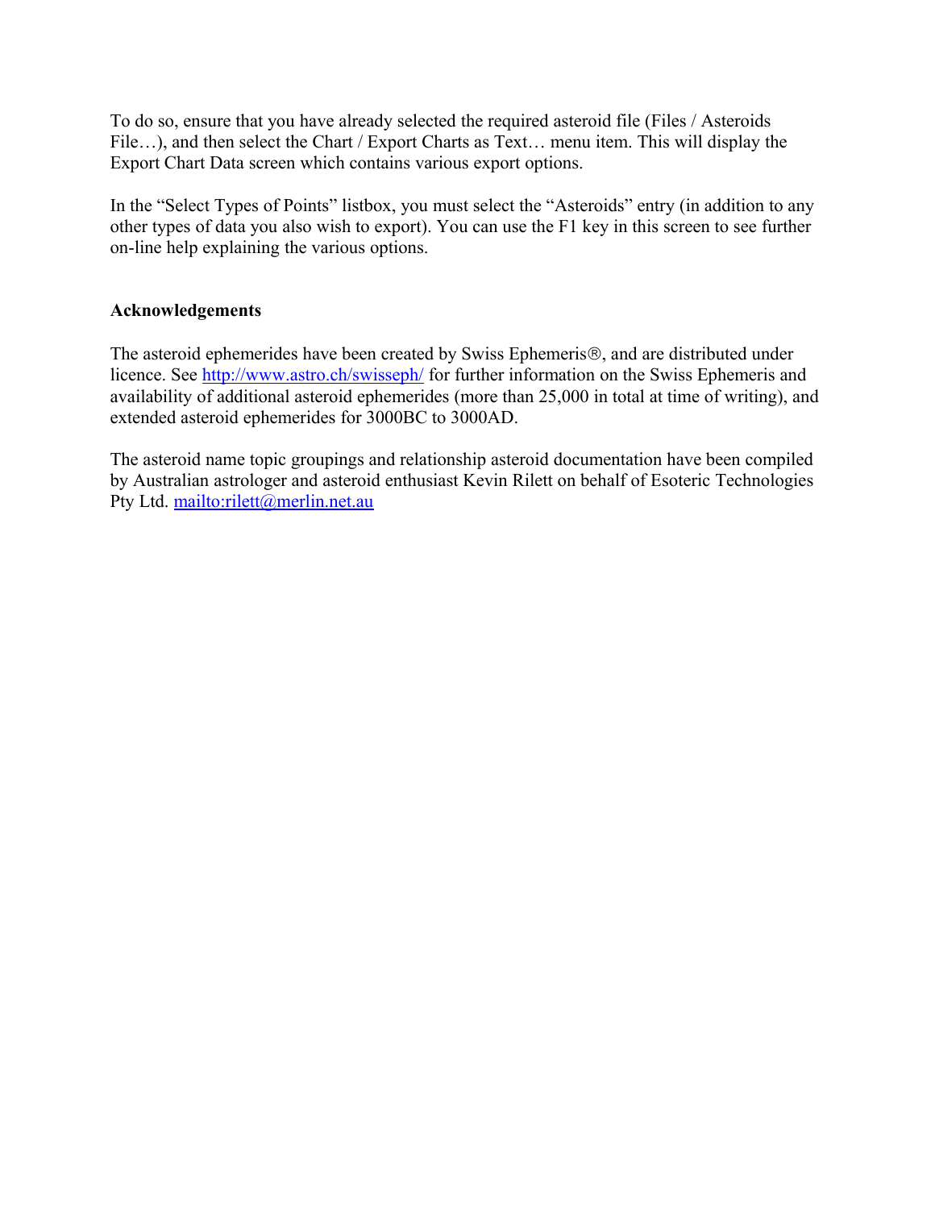To do so, ensure that you have already selected the required asteroid file (Files / Asteroids File…), and then select the Chart / Export Charts as Text… menu item. This will display the Export Chart Data screen which contains various export options.

In the “Select Types of Points” listbox, you must select the “Asteroids” entry (in addition to any other types of data you also wish to export). You can use the F1 key in this screen to see further on-line help explaining the various options.

## Acknowledgements

The asteroid ephemerides have been created by Swiss Ephemeris®, and are distributed under licence. See [http://www.astro.ch/swisseph/](http://www.astro.ch/swisseph/) for further information on the Swiss Ephemeris and availability of additional asteroid ephemerides (more than 25,000 in total at time of writing), and extended asteroid ephemerides for 3000BC to 3000AD.

The asteroid name topic groupings and relationship asteroid documentation have been compiled by Australian astrologer and asteroid enthusiast Kevin Rilett on behalf of Esoteric Technologies Pty Ltd. [mailto:rilett@merlin.net.au](mailto:rilett@merlin.net.au)